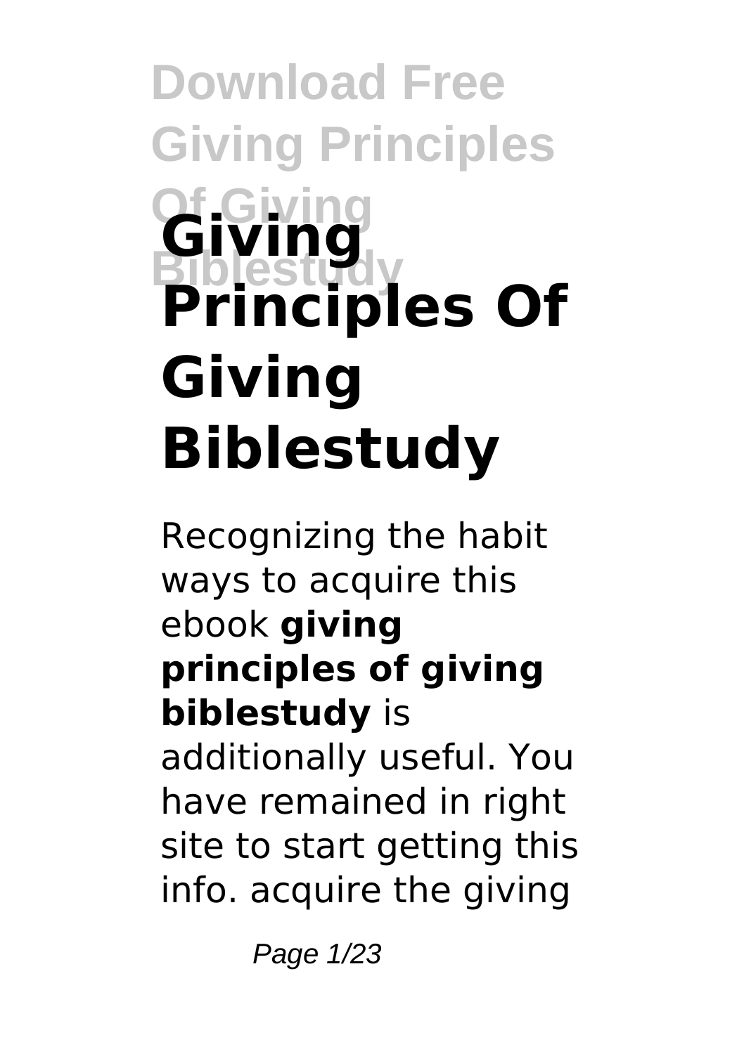# Giving Principles Of Giving Biblestudy

Recognizing the habit ways to acquire this ebook **giving principles of giving biblestudy** is additionally useful. You have remained in right site to start getting this info. acquire the giving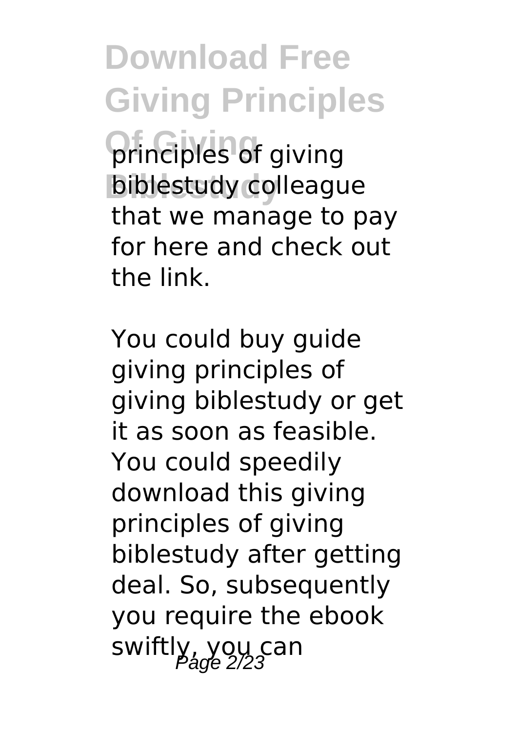principles of giving biblestudy colleague that we manage to pay for here and check out the link.

You could buy guide giving principles of giving biblestudy or get it as soon as feasible. You could speedily download this giving principles of giving biblestudy after getting deal. So, subsequently you require the ebook swiftly, you can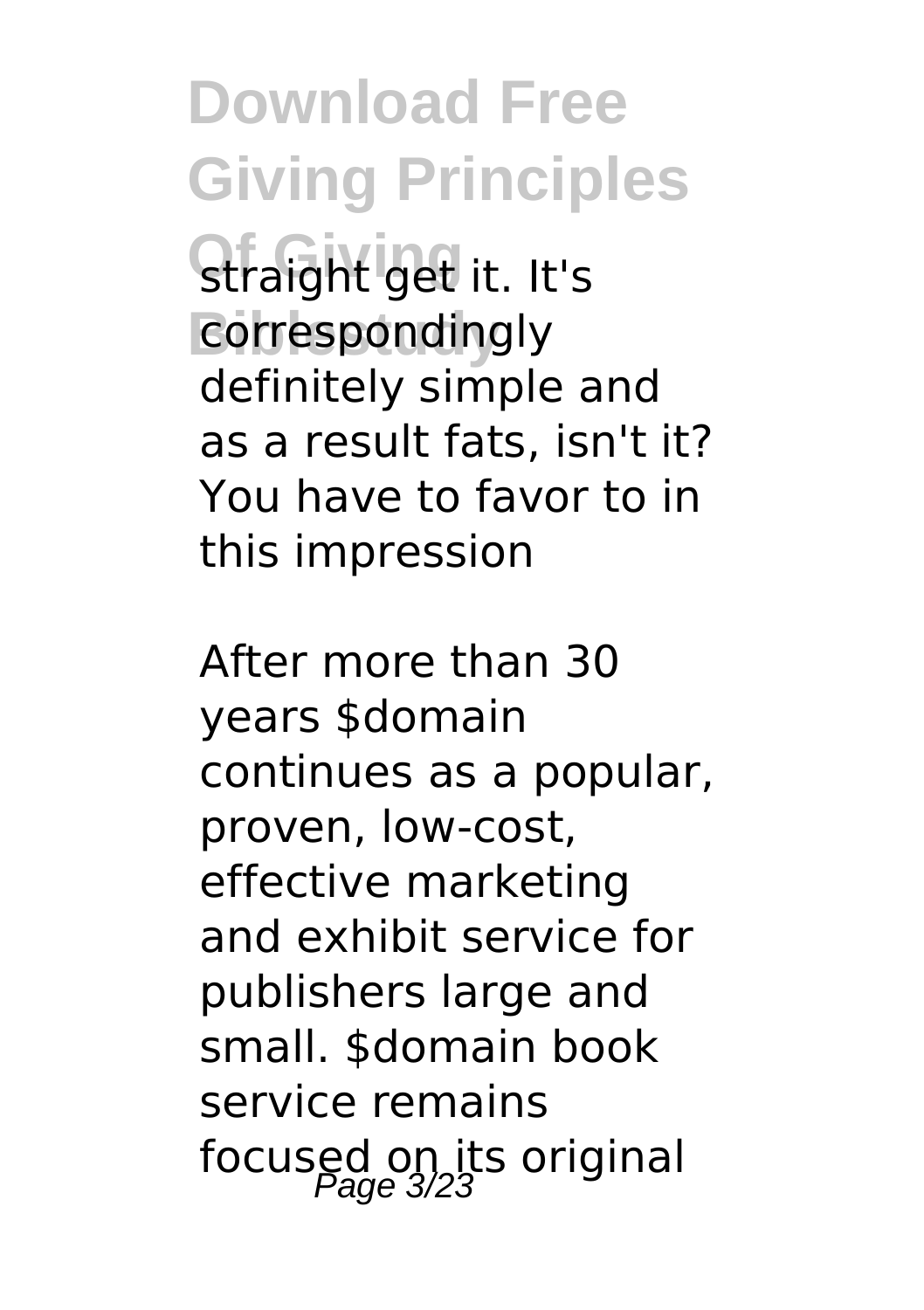straight get it. It's correspondingly definitely simple and as a result fats, isn't it? You have to favor to in this impression

After more than 30 years $domain continues as a popular, proven, low-cost, effective marketing and exhibit service for publishers large and small. $domain book service remains focused on its original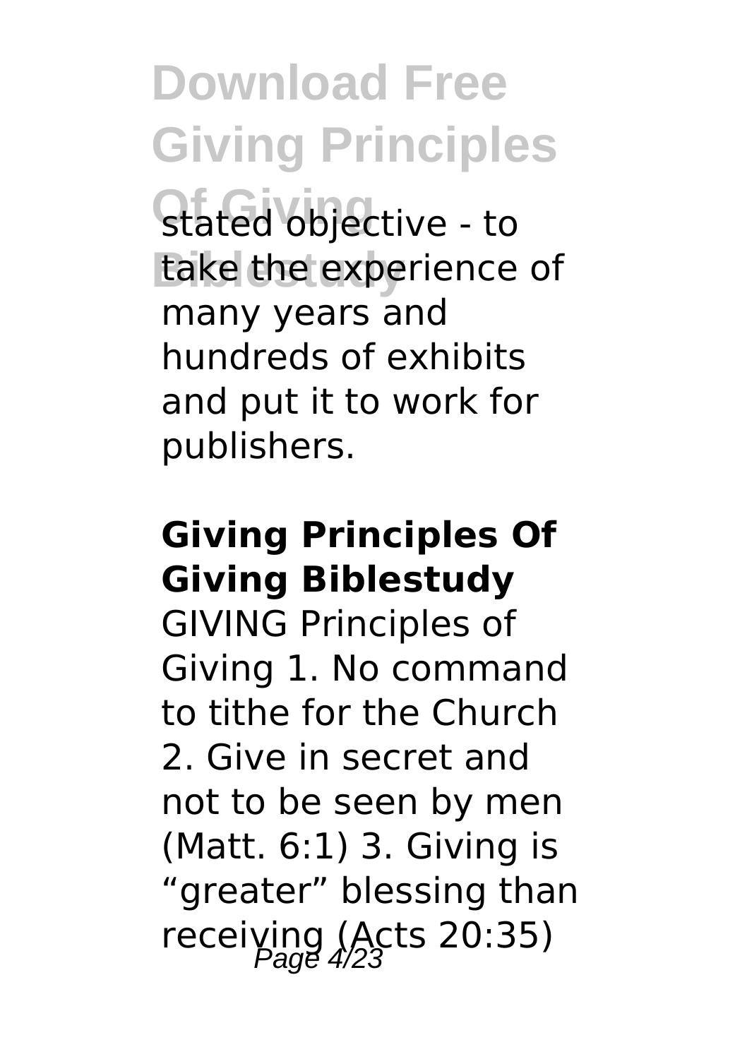stated objective - to take the experience of many years and hundreds of exhibits and put it to work for publishers.

## Giving Principles Of Giving Biblestudy

GIVING Principles of Giving 1. No command to tithe for the Church 2. Give in secret and not to be seen by men (Matt. 6:1) 3. Giving is "greater" blessing than receiving (Acts 20:35)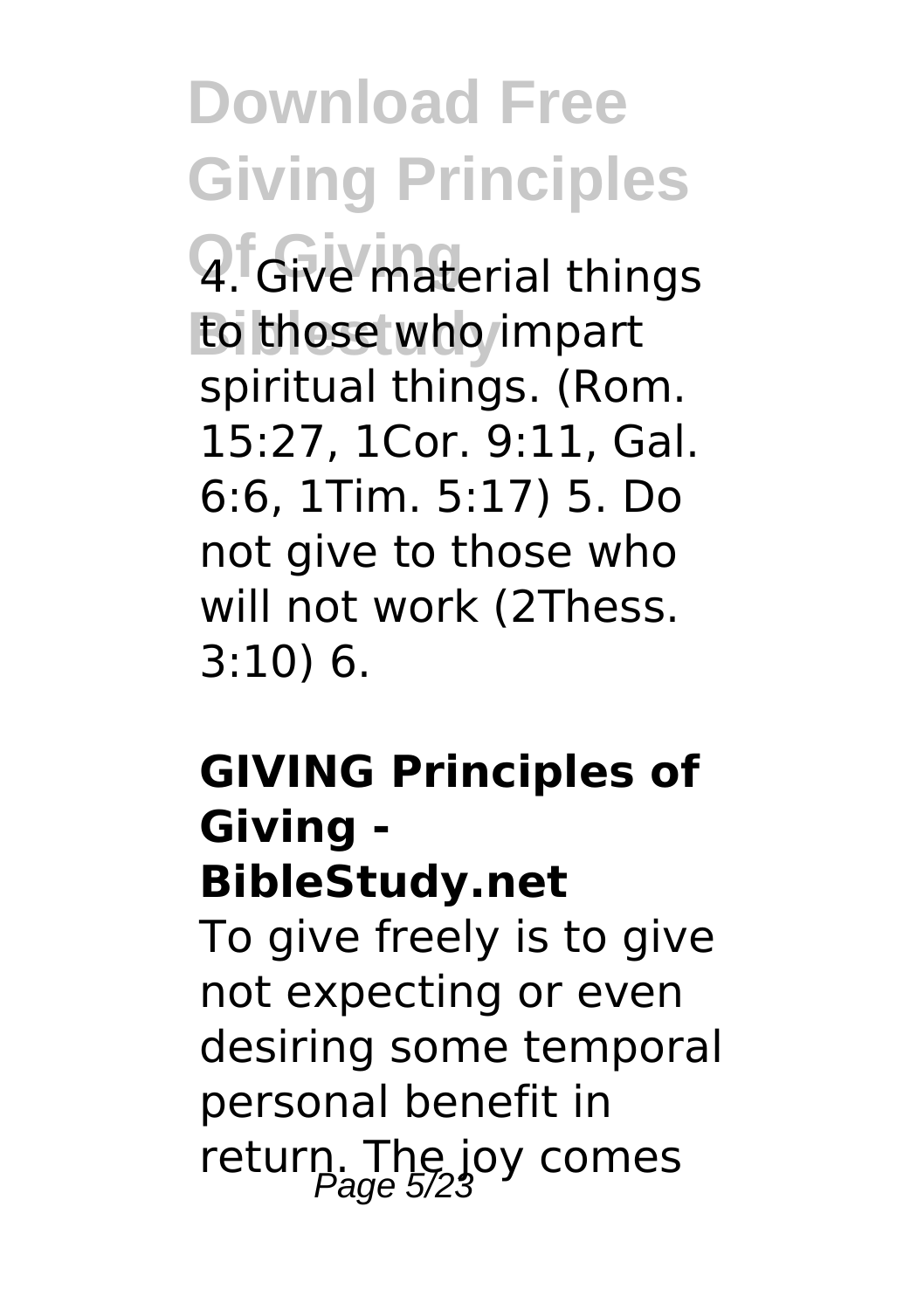4. Give material things to those who impart spiritual things. (Rom. 15:27, 1Cor. 9:11, Gal. 6:6, 1Tim. 5:17) 5. Do not give to those who will not work (2Thess. 3:10) 6.

### GIVING Principles of Giving - BibleStudy.net

To give freely is to give not expecting or even desiring some temporal personal benefit in return. The joy comes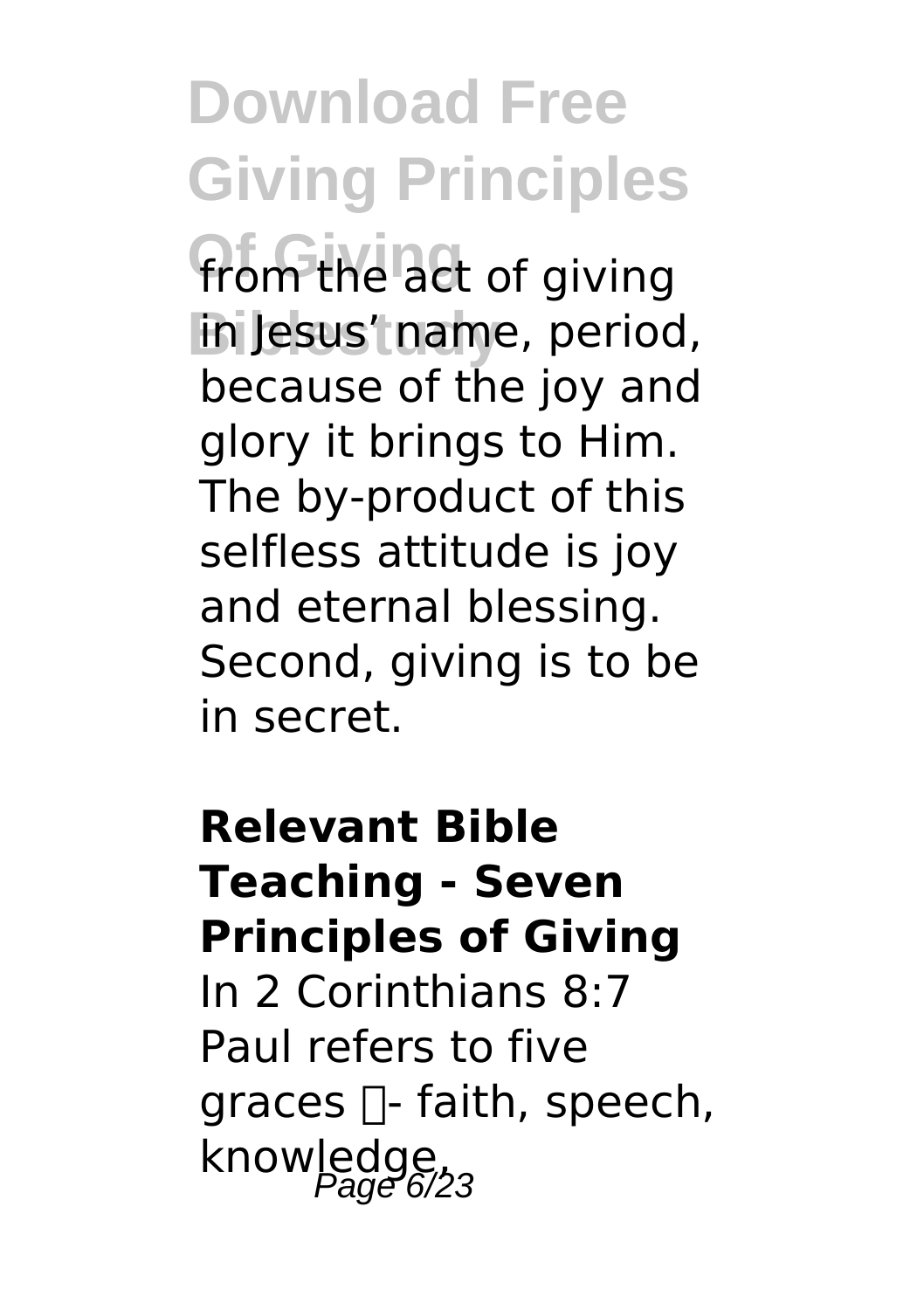from the act of giving in Jesus' name, period, because of the joy and glory it brings to Him. The by-product of this selfless attitude is joy and eternal blessing. Second, giving is to be in secret.

**Relevant Bible Teaching - Seven Principles of Giving**

In 2 Corinthians 8:7 Paul refers to five graces - faith, speech, knowledge,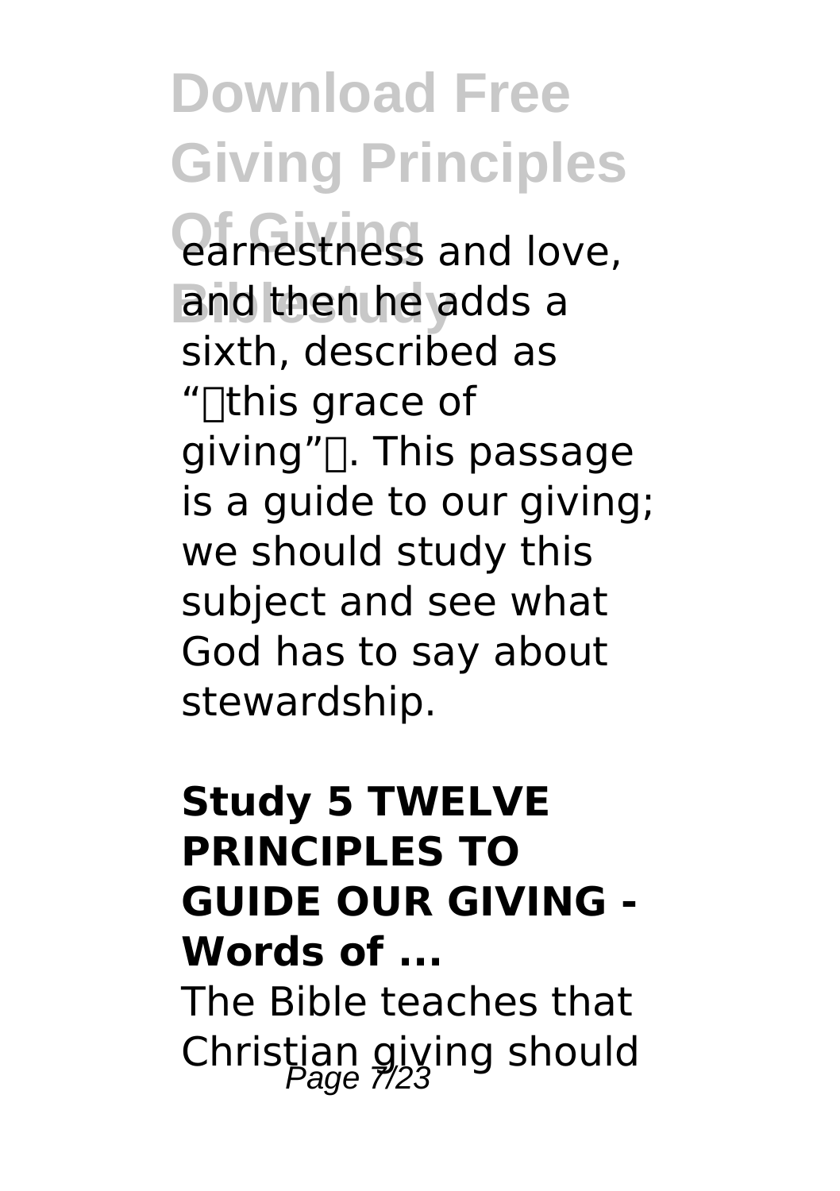earnestness and love, and then he adds a sixth, described as "this grace of giving". This passage is a guide to our giving; we should study this subject and see what God has to say about stewardship.

## Study 5 TWELVE PRINCIPLES TO GUIDE OUR GIVING - Words of ...

The Bible teaches that Christian giving should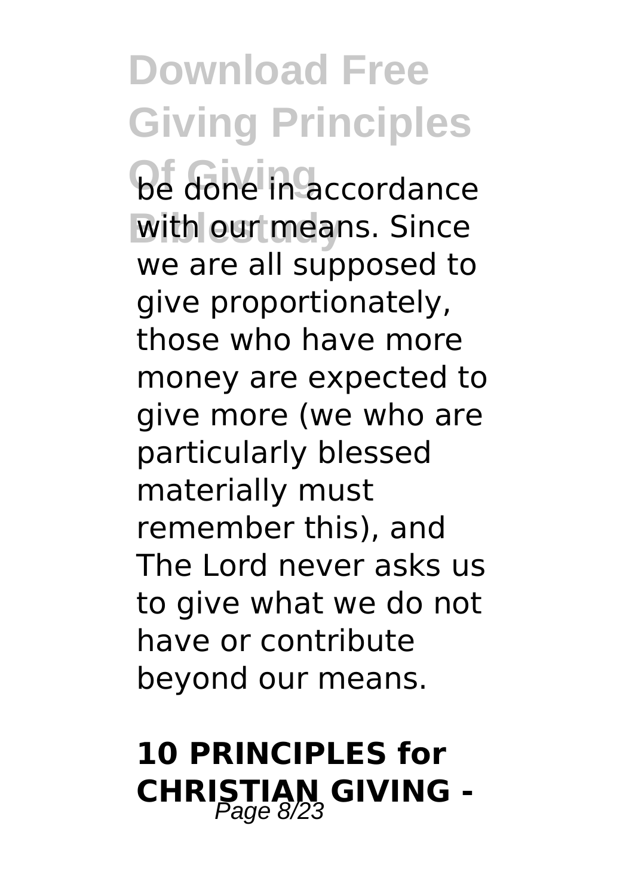be done in accordance with our means. Since we are all supposed to give proportionately, those who have more money are expected to give more (we who are particularly blessed materially must remember this), and The Lord never asks us to give what we do not have or contribute beyond our means.

## 10 PRINCIPLES for CHRISTIAN GIVING -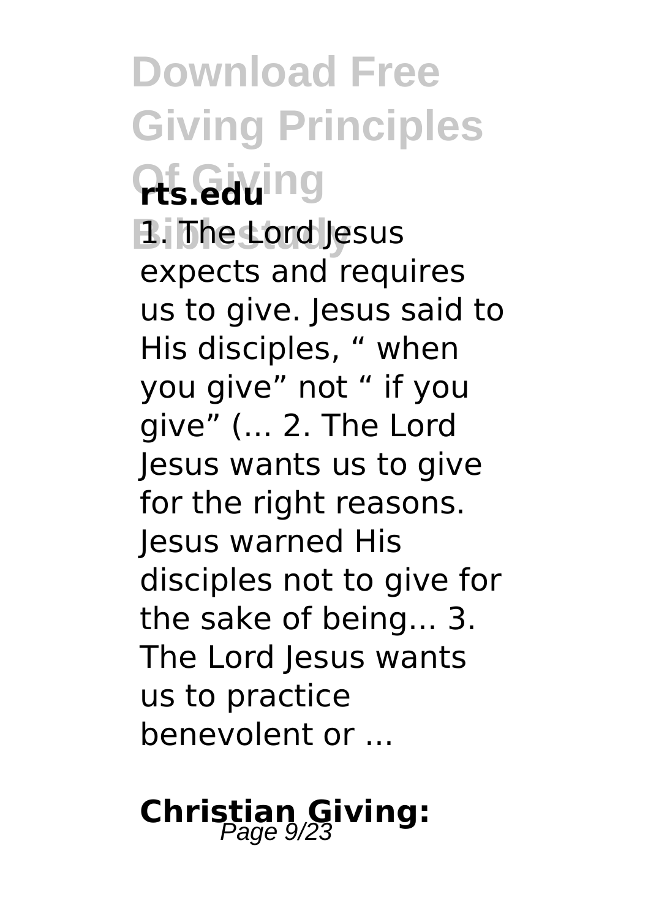**rts.edu**

1. The Lord Jesus expects and requires us to give. Jesus said to His disciples, " when you give" not " if you give" (... 2. The Lord Jesus wants us to give for the right reasons. Jesus warned His disciples not to give for the sake of being... 3. The Lord Jesus wants us to practice benevolent or ...

## Christian Giving: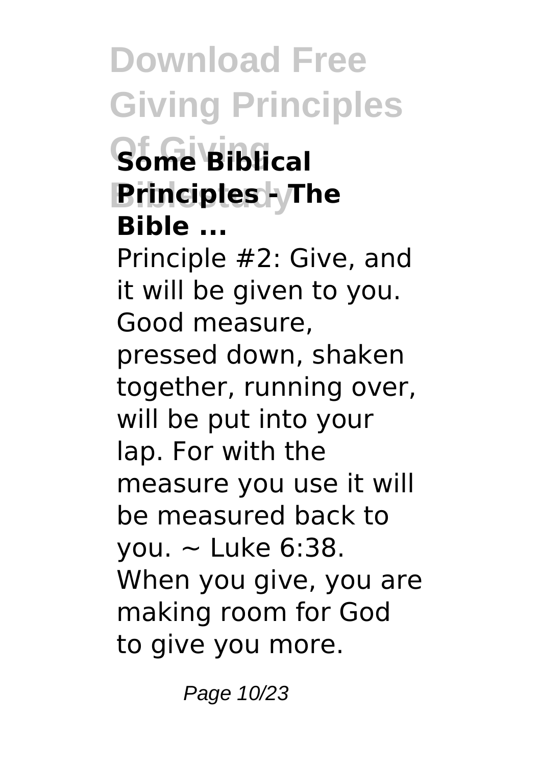### Some Biblical Principles - The Bible ...

Principle #2: Give, and it will be given to you. Good measure, pressed down, shaken together, running over, will be put into your lap. For with the measure you use it will be measured back to you. ~ Luke 6:38. When you give, you are making room for God to give you more.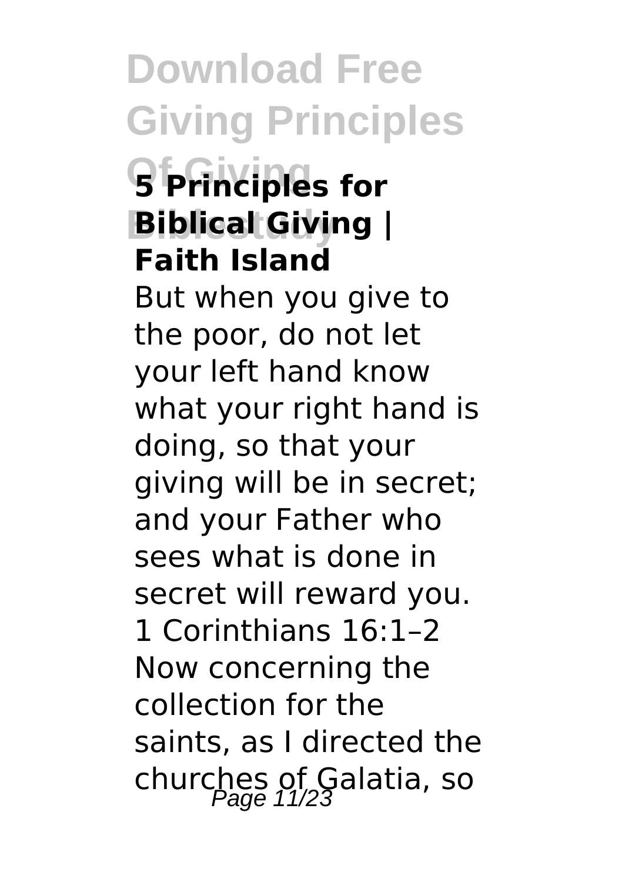## 5 Principles for Biblical Giving | Faith Island

But when you give to the poor, do not let your left hand know what your right hand is doing, so that your giving will be in secret; and your Father who sees what is done in secret will reward you. 1 Corinthians 16:1–2 Now concerning the collection for the saints, as I directed the churches of Galatia, so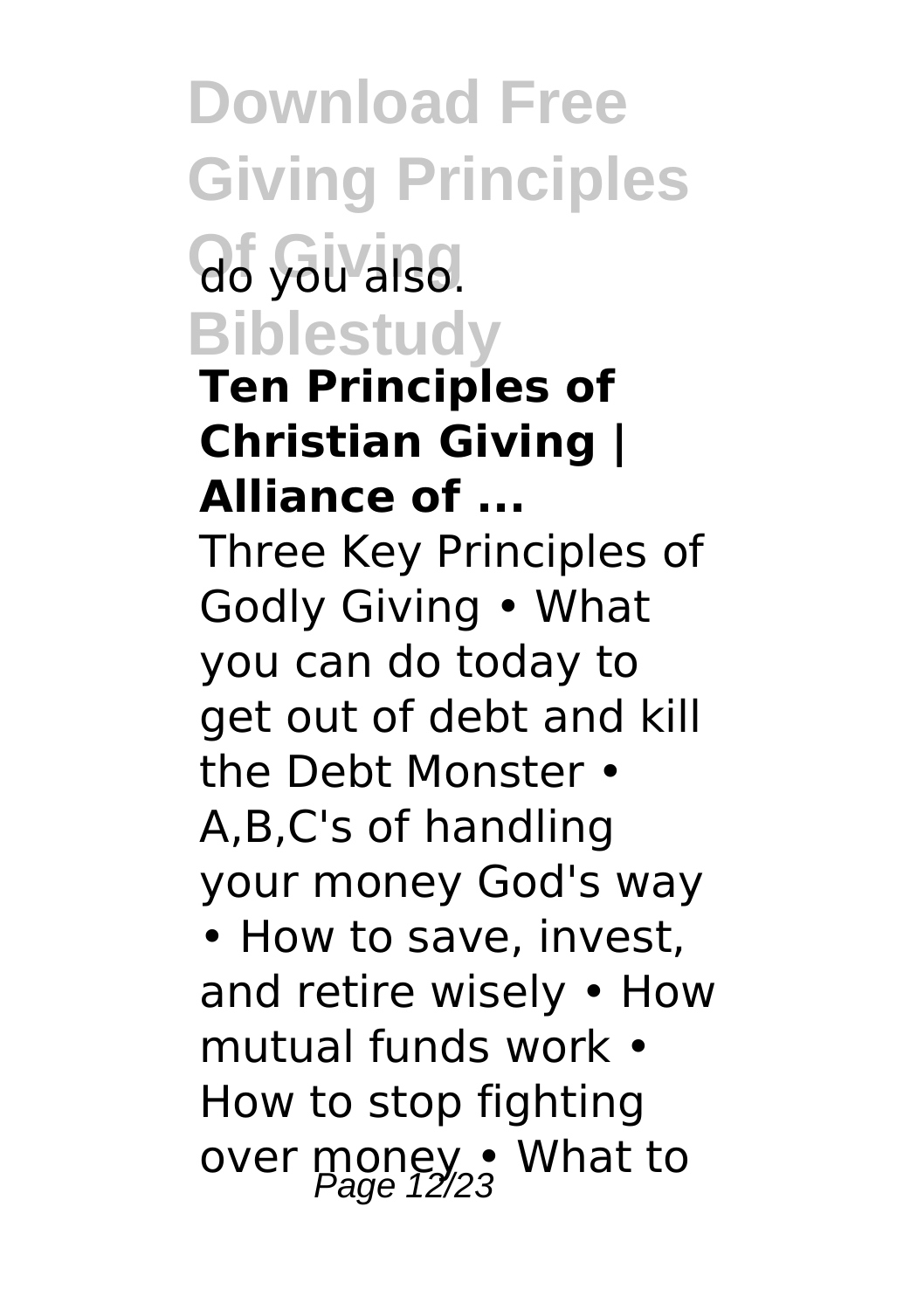do you also.

**Ten Principles of Christian Giving | Alliance of ...**

Three Key Principles of Godly Giving • What you can do today to get out of debt and kill the Debt Monster • A,B,C's of handling your money God's way • How to save, invest, and retire wisely • How mutual funds work • How to stop fighting over money • What to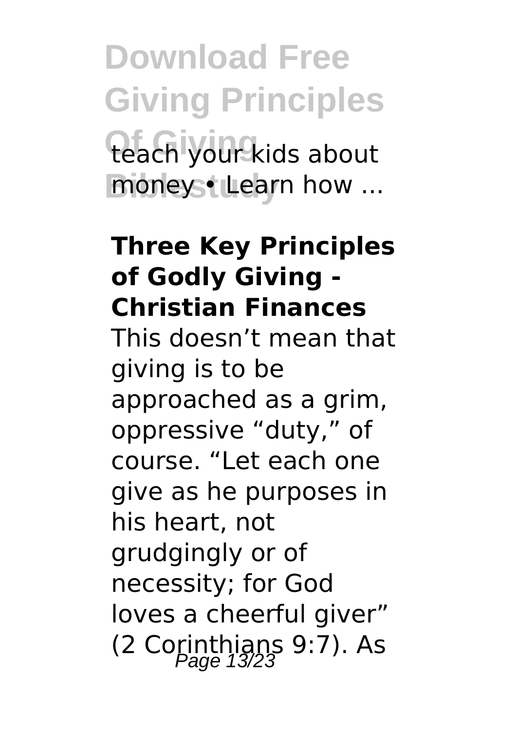teach your kids about money • Learn how ...

**Three Key Principles of Godly Giving - Christian Finances**

This doesn't mean that giving is to be approached as a grim, oppressive "duty," of course. "Let each one give as he purposes in his heart, not grudgingly or of necessity; for God loves a cheerful giver" (2 Corinthians 9:7). As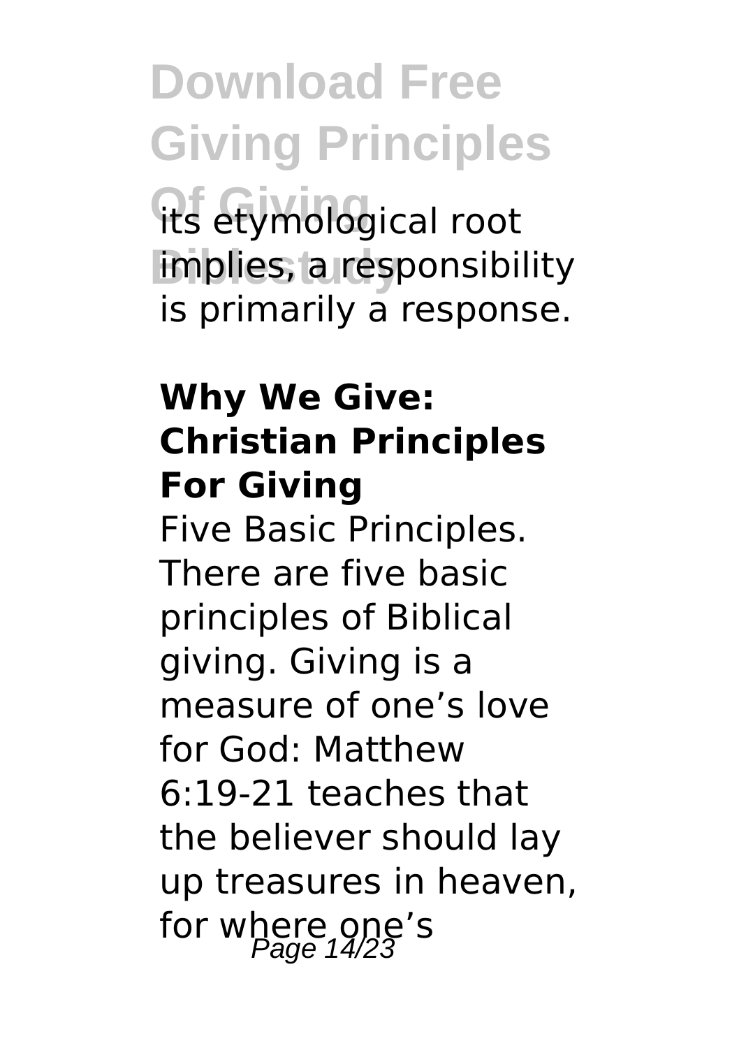its etymological root implies, a responsibility is primarily a response.

### Why We Give: Christian Principles For Giving

Five Basic Principles. There are five basic principles of Biblical giving. Giving is a measure of one's love for God: Matthew 6:19-21 teaches that the believer should lay up treasures in heaven, for where one's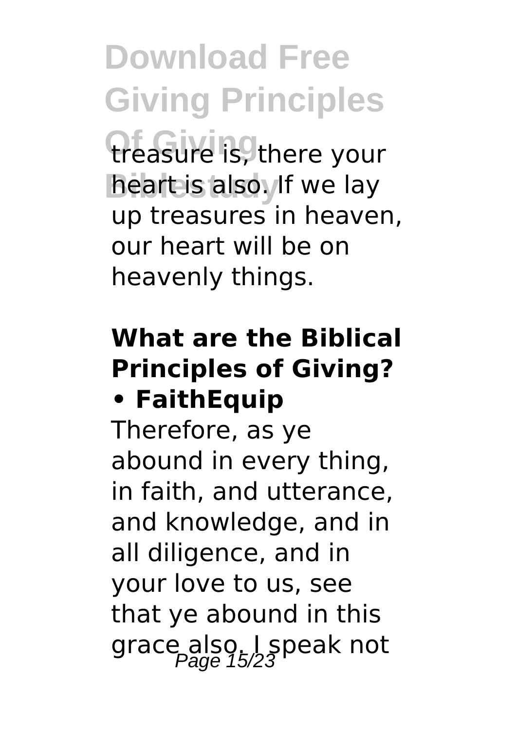treasure is, there your heart is also. If we lay up treasures in heaven, our heart will be on heavenly things.

#### What are the Biblical Principles of Giving? • FaithEquip

Therefore, as ye abound in every thing, in faith, and utterance, and knowledge, and in all diligence, and in your love to us, see that ye abound in this grace also. I speak not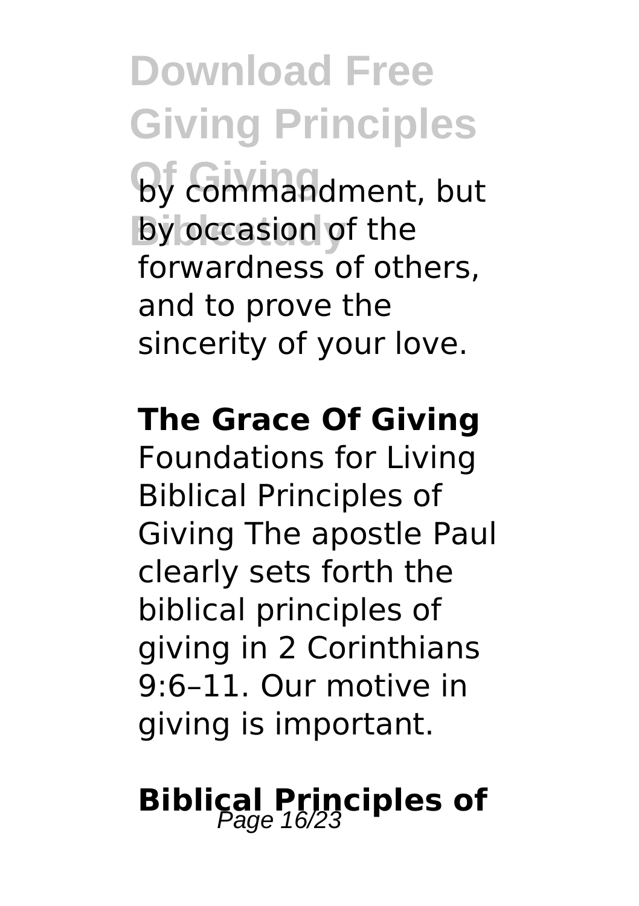by commandment, but by occasion of the forwardness of others, and to prove the sincerity of your love.

**The Grace Of Giving**

Foundations for Living Biblical Principles of Giving The apostle Paul clearly sets forth the biblical principles of giving in 2 Corinthians 9:6–11. Our motive in giving is important.

**Biblical Principles of**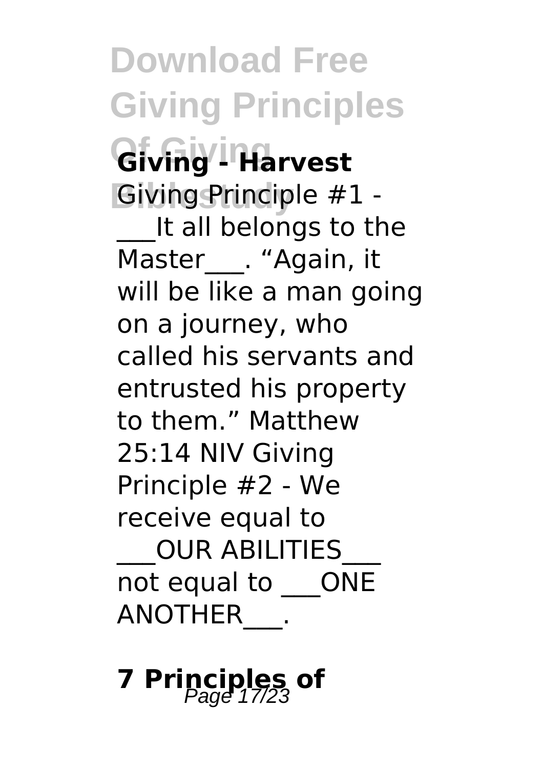## Giving - Harvest

Giving Principle #1 - ___It all belongs to the Master___. “Again, it will be like a man going on a journey, who called his servants and entrusted his property to them.” Matthew 25:14 NIV Giving Principle #2 - We receive equal to ___OUR ABILITIES___ not equal to ___ONE ANOTHER___.

## 7 Principles of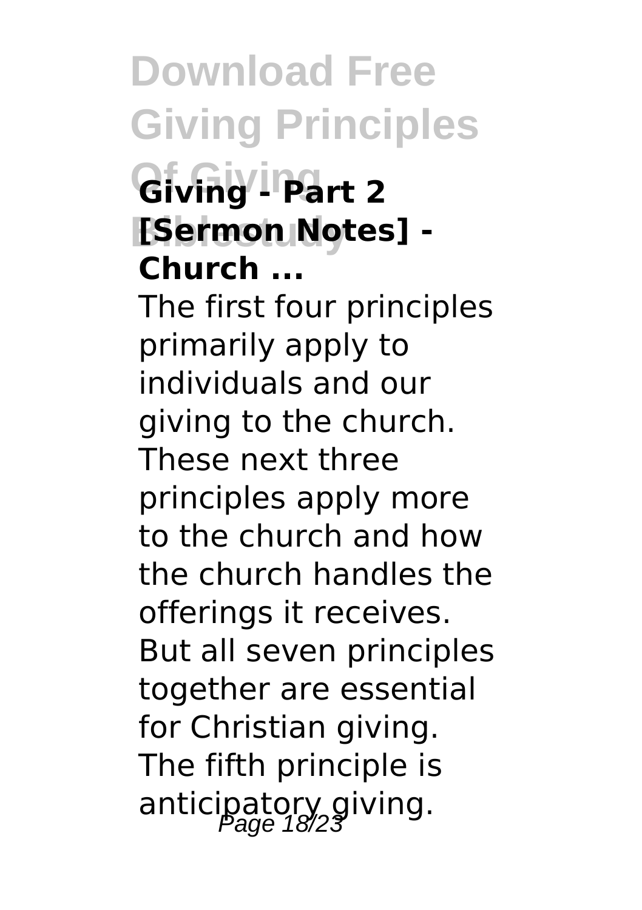**Giving - Part 2 [Sermon Notes] - Church ...**

The first four principles primarily apply to individuals and our giving to the church. These next three principles apply more to the church and how the church handles the offerings it receives. But all seven principles together are essential for Christian giving. The fifth principle is anticipatory giving.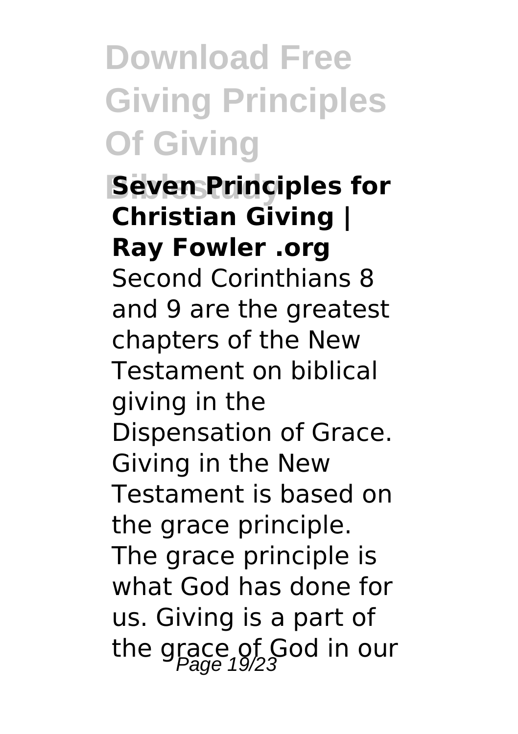**Seven Principles for Christian Giving | Ray Fowler .org**

Second Corinthians 8 and 9 are the greatest chapters of the New Testament on biblical giving in the Dispensation of Grace. Giving in the New Testament is based on the grace principle. The grace principle is what God has done for us. Giving is a part of the grace of God in our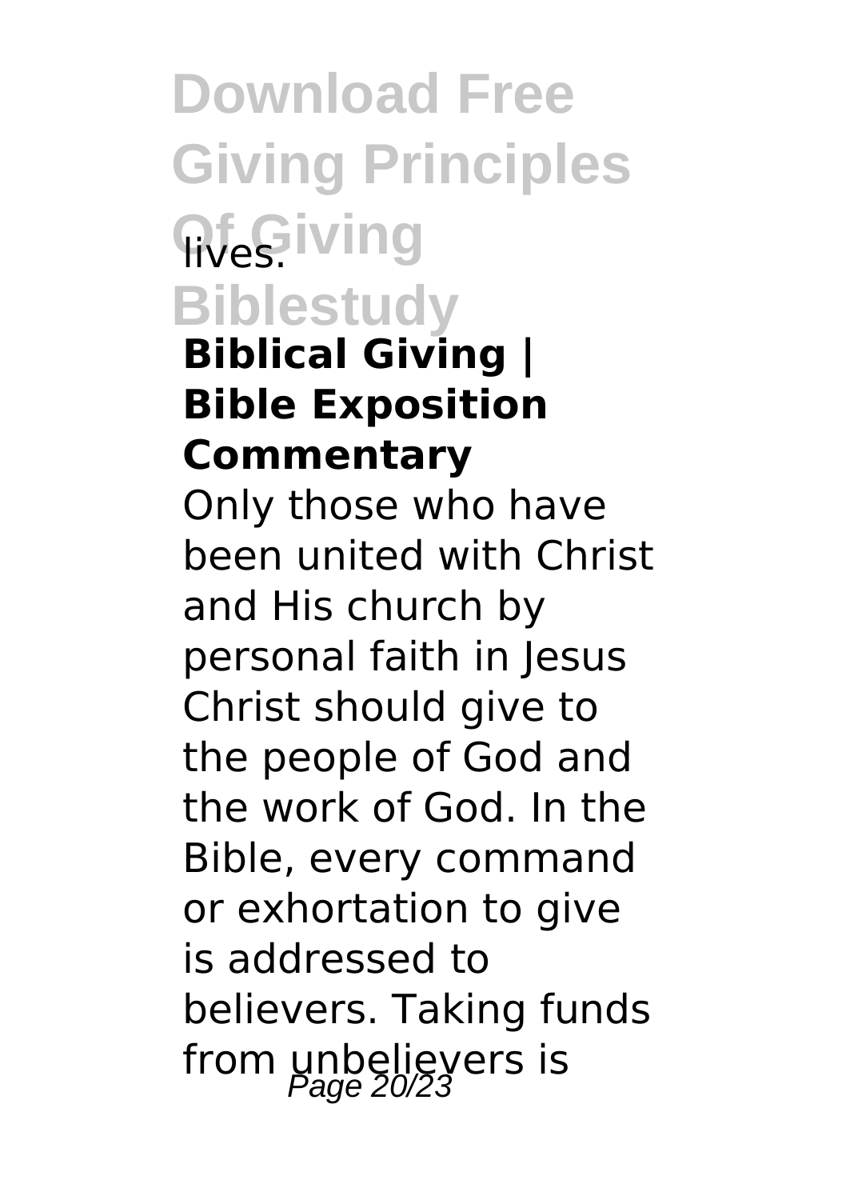lives.

### Biblical Giving | Bible Exposition Commentary

Only those who have been united with Christ and His church by personal faith in Jesus Christ should give to the people of God and the work of God. In the Bible, every command or exhortation to give is addressed to believers. Taking funds from unbelievers is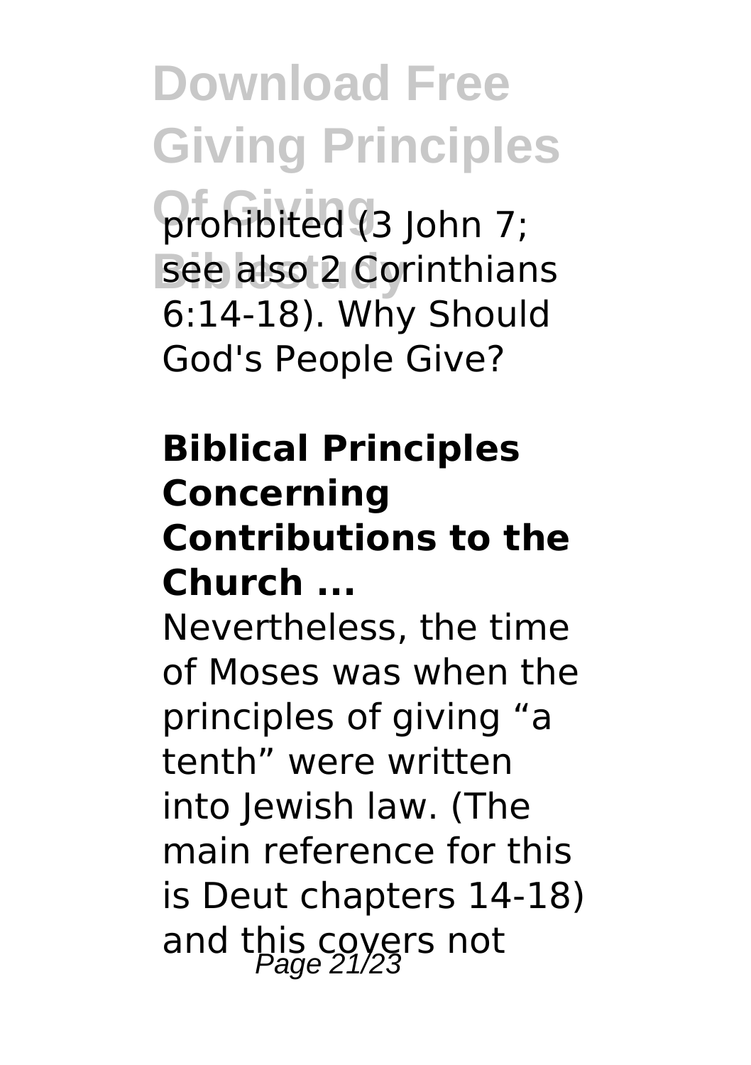prohibited (3 John 7; see also 2 Corinthians 6:14-18). Why Should God's People Give?

### Biblical Principles Concerning Contributions to the Church ...

Nevertheless, the time of Moses was when the principles of giving "a tenth" were written into Jewish law. (The main reference for this is Deut chapters 14-18) and this covers not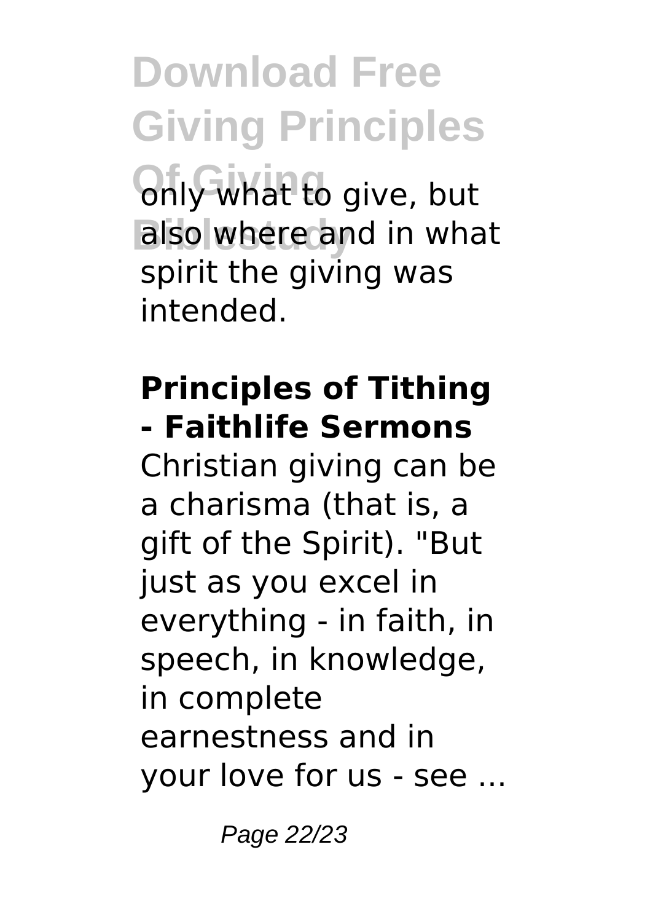only what to give, but also where and in what spirit the giving was intended.

## Principles of Tithing - Faithlife Sermons

Christian giving can be a charisma (that is, a gift of the Spirit). "But just as you excel in everything - in faith, in speech, in knowledge, in complete earnestness and in your love for us - see ...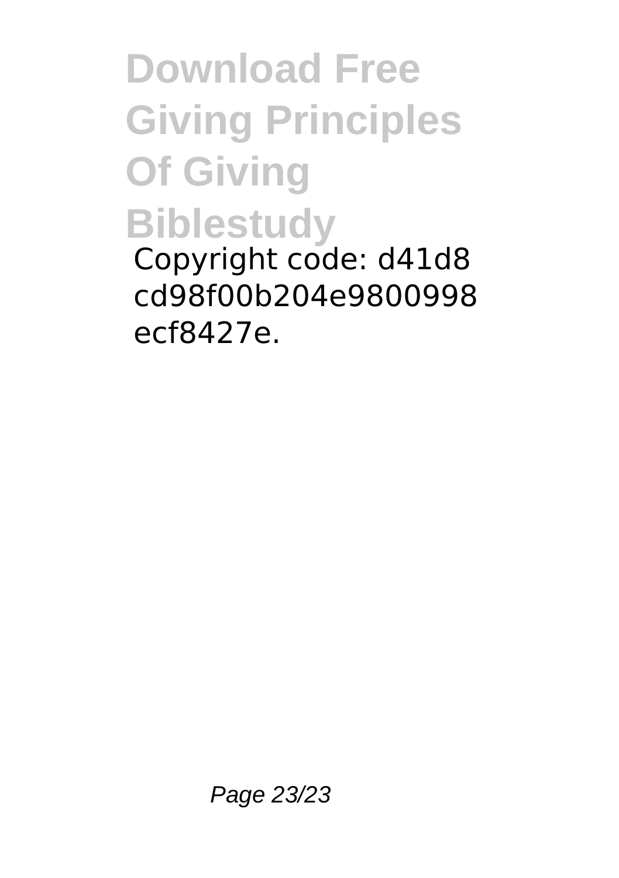Copyright code: d41d8cd98f00b204e9800998ecf8427e.